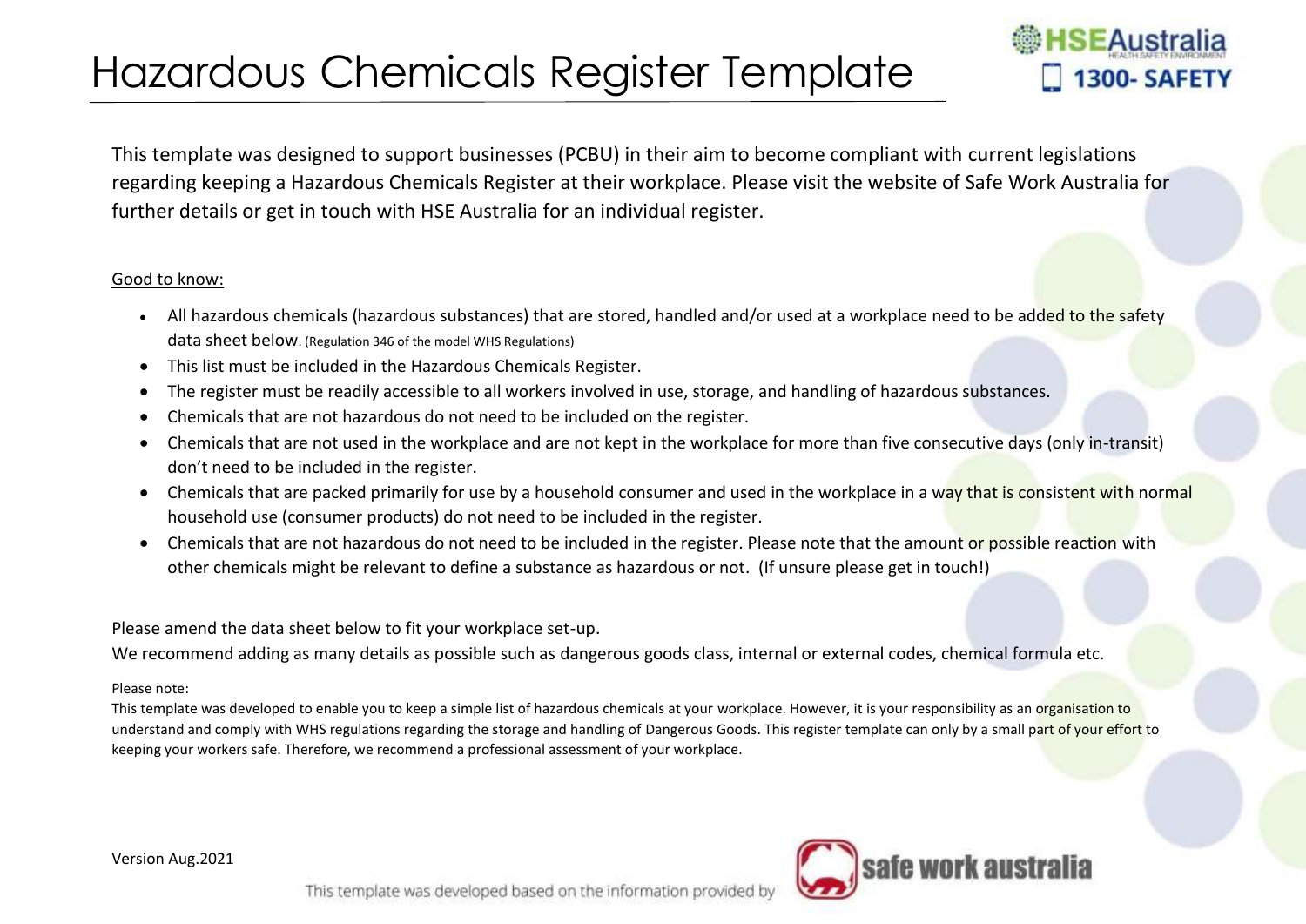# Hazardous Chemicals Register Template

HSEAustralia
1300- SAFETY

This template was designed to support businesses (PCBU) in their aim to become compliant with current legislations regarding keeping a Hazardous Chemicals Register at their workplace. Please visit the website of Safe Work Australia for further details or get in touch with HSE Australia for an individual register.

Good to know:

- All hazardous chemicals (hazardous substances) that are stored, handled and/or used at a workplace need to be added to the safety data sheet below. (Regulation 346 of the model WHS Regulations)
- This list must be included in the Hazardous Chemicals Register.
- The register must be readily accessible to all workers involved in use, storage, and handling of hazardous substances.
- Chemicals that are not hazardous do not need to be included on the register.
- Chemicals that are not used in the workplace and are not kept in the workplace for more than five consecutive days (only in-transit) don't need to be included in the register.
- Chemicals that are packed primarily for use by a household consumer and used in the workplace in a way that is consistent with normal household use (consumer products) do not need to be included in the register.
- Chemicals that are not hazardous do not need to be included in the register. Please note that the amount or possible reaction with other chemicals might be relevant to define a substance as hazardous or not. (If unsure please get in touch!)

Please amend the data sheet below to fit your workplace set-up.

We recommend adding as many details as possible such as dangerous goods class, internal or external codes, chemical formula etc.

Please note:

This template was developed to enable you to keep a simple list of hazardous chemicals at your workplace. However, it is your responsibility as an organisation to understand and comply with WHS regulations regarding the storage and handling of Dangerous Goods. This register template can only by a small part of your effort to keeping your workers safe. Therefore, we recommend a professional assessment of your workplace.

Version Aug.2021

This template was developed based on the information provided by safe work australia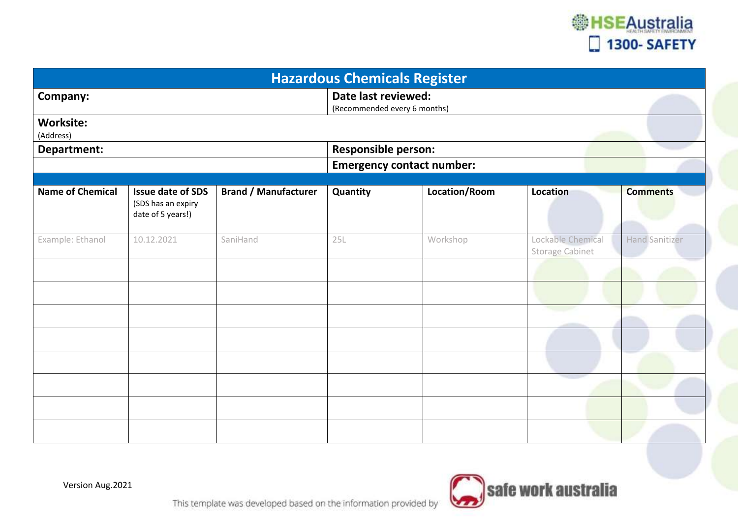HSEAustralia
HEALTH SAFETY ENVIRONMENT
1300- SAFETY

# Hazardous Chemicals Register

| | |
|---|---|
| **Company:** | **Date last reviewed:** (Recommended every 6 months) |
| **Worksite:** (Address) | |
| **Department:** | **Responsible person:** |
| | **Emergency contact number:** |

| Name of Chemical | Issue date of SDS (SDS has an expiry date of 5 years!) | Brand / Manufacturer | Quantity | Location/Room | Location | Comments |
|---|---|---|---|---|---|---|
| Example: Ethanol | 10.12.2021 | SaniHand | 25L | Workshop | Lockable Chemical Storage Cabinet | Hand Sanitizer |
| | | | | | | |
| | | | | | | |
| | | | | | | |
| | | | | | | |
| | | | | | | |
| | | | | | | |
| | | | | | | |
| | | | | | | |

Version Aug.2021

This template was developed based on the information provided by safe work australia